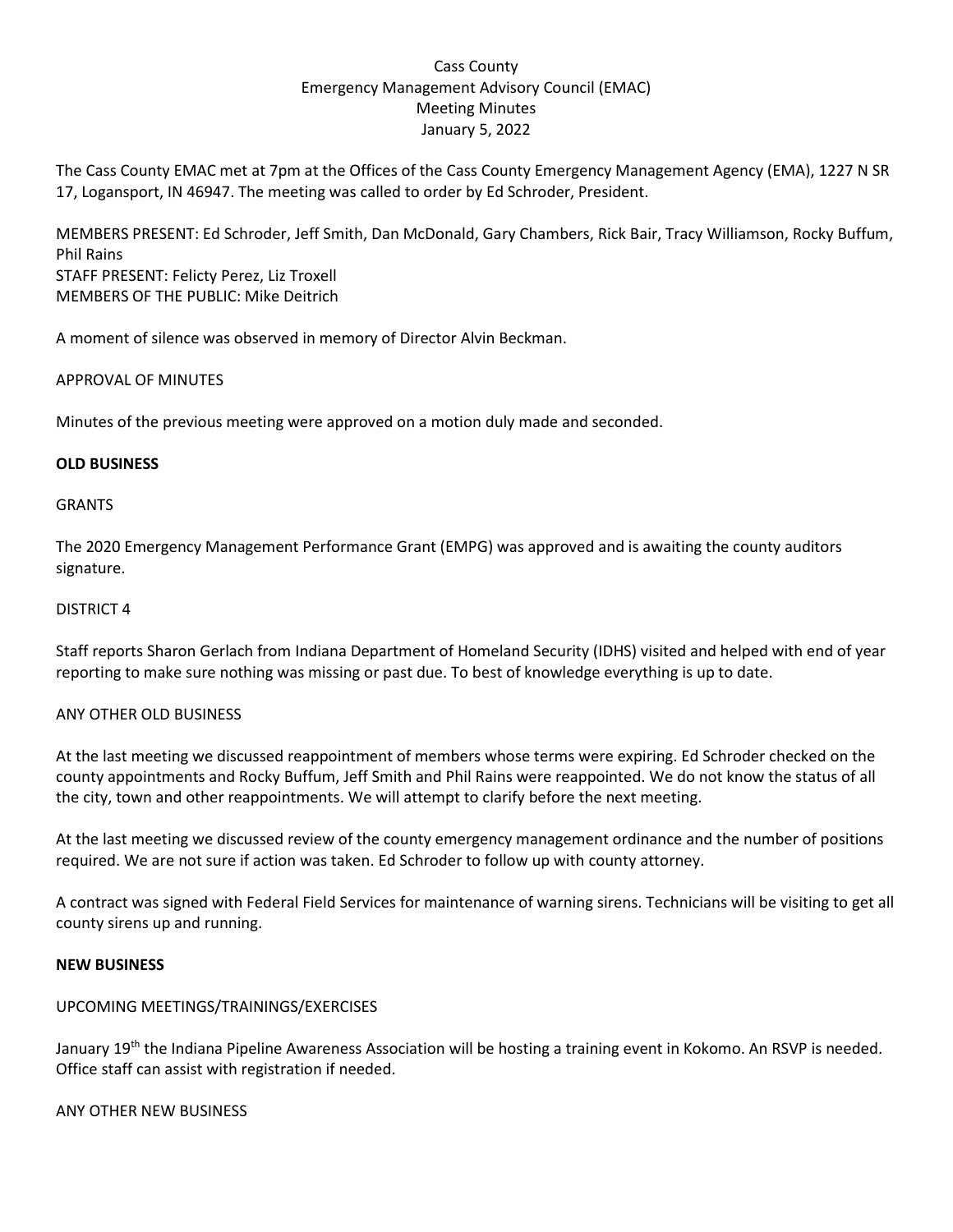Cass County
Emergency Management Advisory Council (EMAC)
Meeting Minutes
January 5, 2022

The Cass County EMAC met at 7pm at the Offices of the Cass County Emergency Management Agency (EMA), 1227 N SR 17, Logansport, IN 46947. The meeting was called to order by Ed Schroder, President.

MEMBERS PRESENT: Ed Schroder, Jeff Smith, Dan McDonald, Gary Chambers, Rick Bair, Tracy Williamson, Rocky Buffum, Phil Rains
STAFF PRESENT: Felicty Perez, Liz Troxell
MEMBERS OF THE PUBLIC: Mike Deitrich

A moment of silence was observed in memory of Director Alvin Beckman.

APPROVAL OF MINUTES

Minutes of the previous meeting were approved on a motion duly made and seconded.

**OLD BUSINESS**

GRANTS

The 2020 Emergency Management Performance Grant (EMPG) was approved and is awaiting the county auditors signature.

DISTRICT 4

Staff reports Sharon Gerlach from Indiana Department of Homeland Security (IDHS) visited and helped with end of year reporting to make sure nothing was missing or past due. To best of knowledge everything is up to date.

ANY OTHER OLD BUSINESS

At the last meeting we discussed reappointment of members whose terms were expiring. Ed Schroder checked on the county appointments and Rocky Buffum, Jeff Smith and Phil Rains were reappointed. We do not know the status of all the city, town and other reappointments. We will attempt to clarify before the next meeting.

At the last meeting we discussed review of the county emergency management ordinance and the number of positions required. We are not sure if action was taken. Ed Schroder to follow up with county attorney.

A contract was signed with Federal Field Services for maintenance of warning sirens. Technicians will be visiting to get all county sirens up and running.

**NEW BUSINESS**

UPCOMING MEETINGS/TRAININGS/EXERCISES

January 19th the Indiana Pipeline Awareness Association will be hosting a training event in Kokomo. An RSVP is needed. Office staff can assist with registration if needed.

ANY OTHER NEW BUSINESS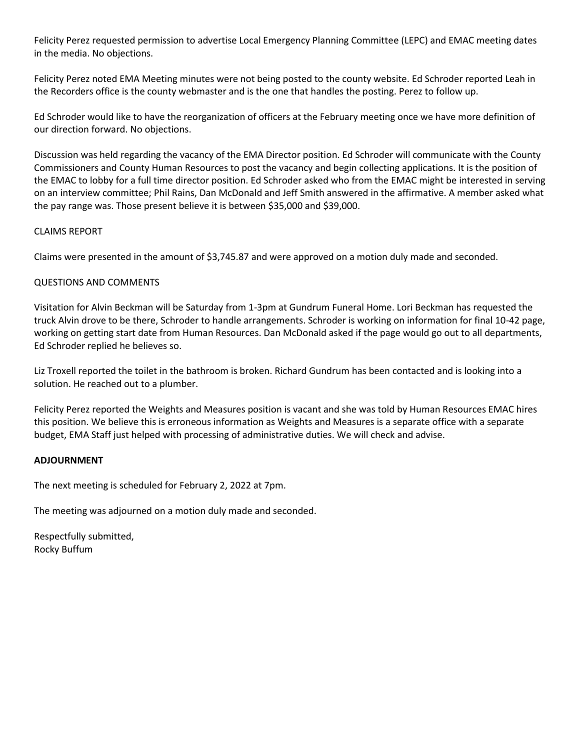Felicity Perez requested permission to advertise Local Emergency Planning Committee (LEPC) and EMAC meeting dates in the media. No objections.

Felicity Perez noted EMA Meeting minutes were not being posted to the county website. Ed Schroder reported Leah in the Recorders office is the county webmaster and is the one that handles the posting. Perez to follow up.

Ed Schroder would like to have the reorganization of officers at the February meeting once we have more definition of our direction forward. No objections.

Discussion was held regarding the vacancy of the EMA Director position. Ed Schroder will communicate with the County Commissioners and County Human Resources to post the vacancy and begin collecting applications. It is the position of the EMAC to lobby for a full time director position. Ed Schroder asked who from the EMAC might be interested in serving on an interview committee; Phil Rains, Dan McDonald and Jeff Smith answered in the affirmative. A member asked what the pay range was. Those present believe it is between $35,000 and $39,000.

CLAIMS REPORT

Claims were presented in the amount of $3,745.87 and were approved on a motion duly made and seconded.

QUESTIONS AND COMMENTS

Visitation for Alvin Beckman will be Saturday from 1-3pm at Gundrum Funeral Home. Lori Beckman has requested the truck Alvin drove to be there, Schroder to handle arrangements. Schroder is working on information for final 10-42 page, working on getting start date from Human Resources. Dan McDonald asked if the page would go out to all departments, Ed Schroder replied he believes so.

Liz Troxell reported the toilet in the bathroom is broken. Richard Gundrum has been contacted and is looking into a solution. He reached out to a plumber.

Felicity Perez reported the Weights and Measures position is vacant and she was told by Human Resources EMAC hires this position. We believe this is erroneous information as Weights and Measures is a separate office with a separate budget, EMA Staff just helped with processing of administrative duties. We will check and advise.

**ADJOURNMENT**

The next meeting is scheduled for February 2, 2022 at 7pm.

The meeting was adjourned on a motion duly made and seconded.

Respectfully submitted,
Rocky Buffum